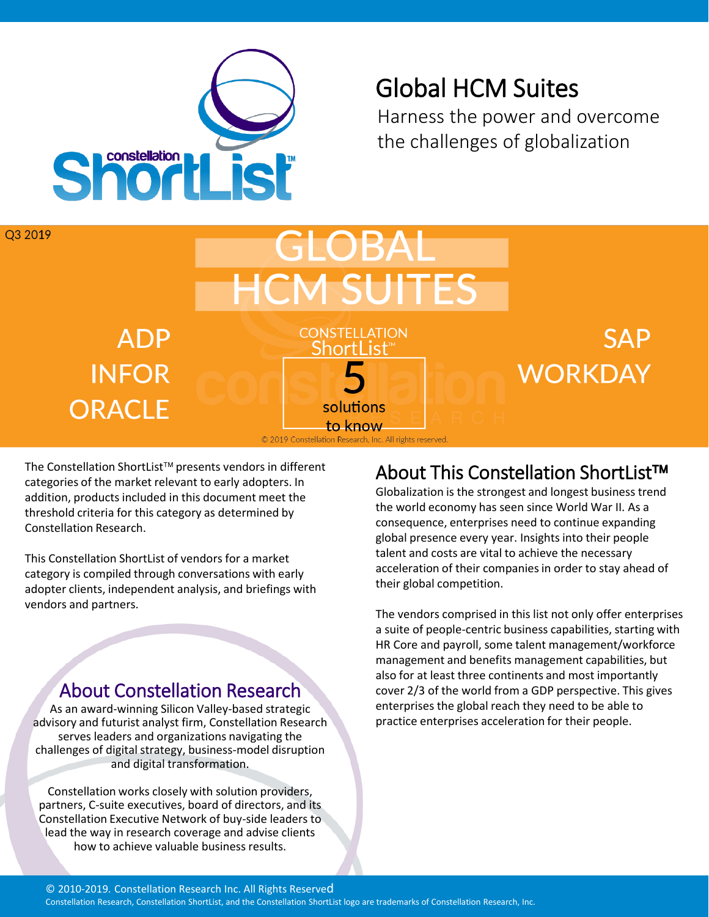# Global HCM Suites

Harness the power and overcome the challenges of globalization

Q3 2019

## GLOBAL HCM SUITES

CONSTELLATION ShortList™

5 solutions to know

- ADP
- INFOR
- ORACLE
- SAP
- WORKDAY

© 2019 Constellation Research, Inc. All rights reserved.

The Constellation ShortList™ presents vendors in different categories of the market relevant to early adopters. In addition, products included in this document meet the threshold criteria for this category as determined by Constellation Research.

This Constellation ShortList of vendors for a market category is compiled through conversations with early adopter clients, independent analysis, and briefings with vendors and partners.

## About Constellation Research

As an award-winning Silicon Valley-based strategic advisory and futurist analyst firm, Constellation Research serves leaders and organizations navigating the challenges of digital strategy, business-model disruption and digital transformation.

Constellation works closely with solution providers, partners, C-suite executives, board of directors, and its Constellation Executive Network of buy-side leaders to lead the way in research coverage and advise clients how to achieve valuable business results.

## About This Constellation ShortList™

Globalization is the strongest and longest business trend the world economy has seen since World War II. As a consequence, enterprises need to continue expanding global presence every year. Insights into their people talent and costs are vital to achieve the necessary acceleration of their companies in order to stay ahead of their global competition.

The vendors comprised in this list not only offer enterprises a suite of people-centric business capabilities, starting with HR Core and payroll, some talent management/workforce management and benefits management capabilities, but also for at least three continents and most importantly cover 2/3 of the world from a GDP perspective. This gives enterprises the global reach they need to be able to practice enterprises acceleration for their people.

© 2010-2019. Constellation Research Inc. All Rights Reserved

Constellation Research, Constellation ShortList, and the Constellation ShortList logo are trademarks of Constellation Research, Inc.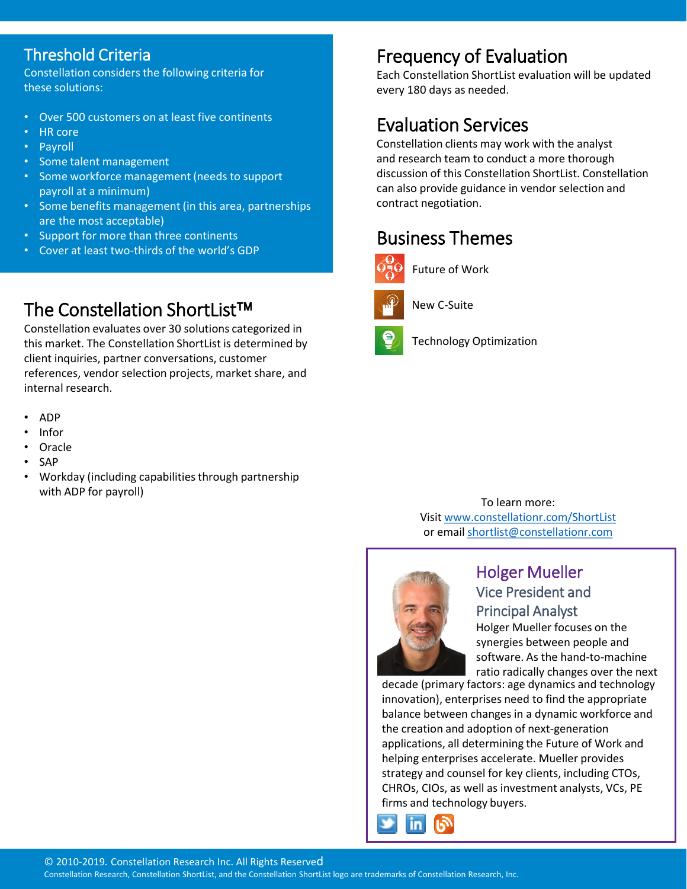## Threshold Criteria

Constellation considers the following criteria for these solutions:

- Over 500 customers on at least five continents
- HR core
- Payroll
- Some talent management
- Some workforce management (needs to support payroll at a minimum)
- Some benefits management (in this area, partnerships are the most acceptable)
- Support for more than three continents
- Cover at least two-thirds of the world's GDP

## The Constellation ShortList™

Constellation evaluates over 30 solutions categorized in this market. The Constellation ShortList is determined by client inquiries, partner conversations, customer references, vendor selection projects, market share, and internal research.

- ADP
- Infor
- Oracle
- SAP
- Workday (including capabilities through partnership with ADP for payroll)

## Frequency of Evaluation

Each Constellation ShortList evaluation will be updated every 180 days as needed.

## Evaluation Services

Constellation clients may work with the analyst and research team to conduct a more thorough discussion of this Constellation ShortList. Constellation can also provide guidance in vendor selection and contract negotiation.

## Business Themes

- Future of Work
- New C-Suite
- Technology Optimization

To learn more:
Visit www.constellationr.com/ShortList
or email shortlist@constellationr.com

### Holger Mueller

**Vice President and Principal Analyst**

Holger Mueller focuses on the synergies between people and software. As the hand-to-machine ratio radically changes over the next decade (primary factors: age dynamics and technology innovation), enterprises need to find the appropriate balance between changes in a dynamic workforce and the creation and adoption of next-generation applications, all determining the Future of Work and helping enterprises accelerate. Mueller provides strategy and counsel for key clients, including CTOs, CHROs, CIOs, as well as investment analysts, VCs, PE firms and technology buyers.

© 2010-2019. Constellation Research Inc. All Rights Reserved

Constellation Research, Constellation ShortList, and the Constellation ShortList logo are trademarks of Constellation Research, Inc.